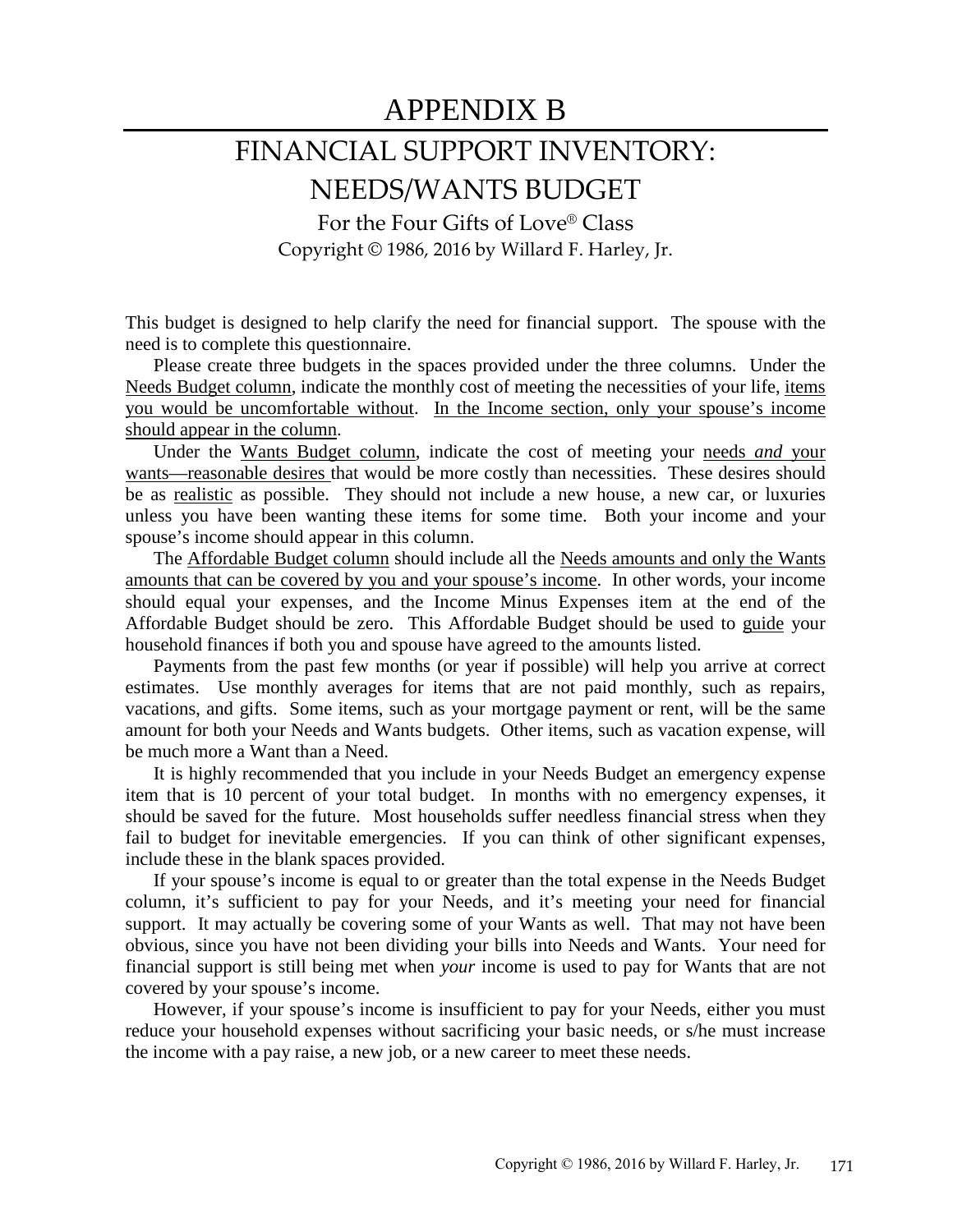# APPENDIX B

## FINANCIAL SUPPORT INVENTORY: NEEDS/WANTS BUDGET

For the Four Gifts of Love® Class
Copyright © 1986, 2016 by Willard F. Harley, Jr.

This budget is designed to help clarify the need for financial support. The spouse with the need is to complete this questionnaire.

Please create three budgets in the spaces provided under the three columns. Under the <u>Needs Budget column</u>, indicate the monthly cost of meeting the necessities of your life, <u>items you would be uncomfortable without</u>. <u>In the Income section, only your spouse's income should appear in the column</u>.

Under the <u>Wants Budget column</u>, indicate the cost of meeting your <u>needs *and* your wants—reasonable desires</u> that would be more costly than necessities. These desires should be as <u>realistic</u> as possible. They should not include a new house, a new car, or luxuries unless you have been wanting these items for some time. Both your income and your spouse's income should appear in this column.

The <u>Affordable Budget column</u> should include all the <u>Needs amounts and only the Wants amounts that can be covered by you and your spouse's income</u>. In other words, your income should equal your expenses, and the Income Minus Expenses item at the end of the Affordable Budget should be zero. This Affordable Budget should be used to <u>guide</u> your household finances if both you and spouse have agreed to the amounts listed.

Payments from the past few months (or year if possible) will help you arrive at correct estimates. Use monthly averages for items that are not paid monthly, such as repairs, vacations, and gifts. Some items, such as your mortgage payment or rent, will be the same amount for both your Needs and Wants budgets. Other items, such as vacation expense, will be much more a Want than a Need.

It is highly recommended that you include in your Needs Budget an emergency expense item that is 10 percent of your total budget. In months with no emergency expenses, it should be saved for the future. Most households suffer needless financial stress when they fail to budget for inevitable emergencies. If you can think of other significant expenses, include these in the blank spaces provided.

If your spouse's income is equal to or greater than the total expense in the Needs Budget column, it's sufficient to pay for your Needs, and it's meeting your need for financial support. It may actually be covering some of your Wants as well. That may not have been obvious, since you have not been dividing your bills into Needs and Wants. Your need for financial support is still being met when *your* income is used to pay for Wants that are not covered by your spouse's income.

However, if your spouse's income is insufficient to pay for your Needs, either you must reduce your household expenses without sacrificing your basic needs, or s/he must increase the income with a pay raise, a new job, or a new career to meet these needs.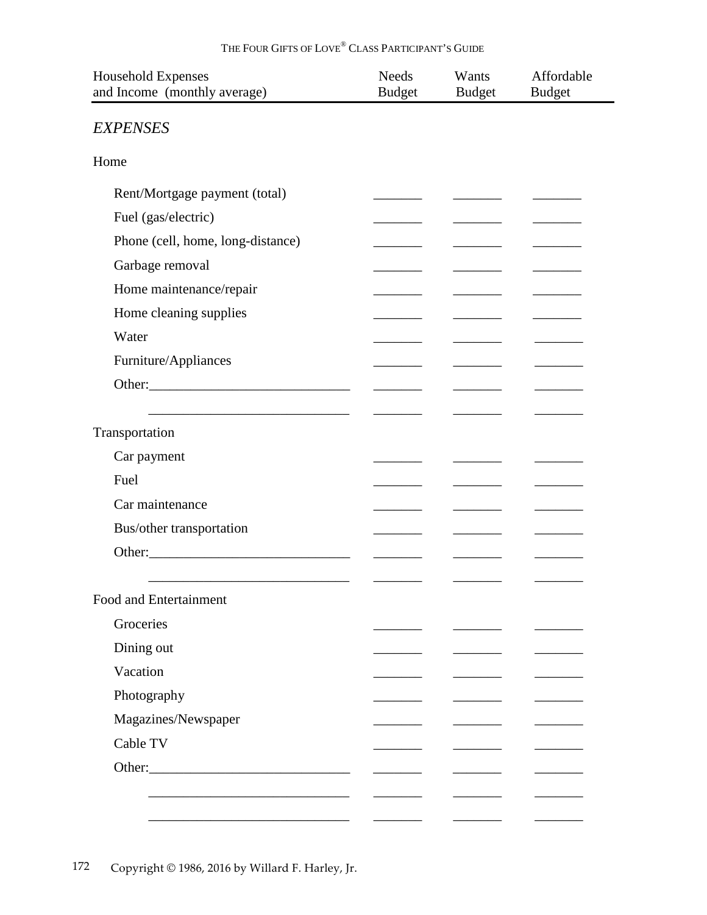| Household Expenses and Income (monthly average) | Needs Budget | Wants Budget | Affordable Budget |
|---|---|---|---|
| *EXPENSES* | | | |
| Home | | | |
| Rent/Mortgage payment (total) | _______ | _______ | _______ |
| Fuel (gas/electric) | _______ | _______ | _______ |
| Phone (cell, home, long-distance) | _______ | _______ | _______ |
| Garbage removal | _______ | _______ | _______ |
| Home maintenance/repair | _______ | _______ | _______ |
| Home cleaning supplies | _______ | _______ | _______ |
| Water | _______ | _______ | _______ |
| Furniture/Appliances | _______ | _______ | _______ |
| Other:_____________________________ | _______ | _______ | _______ |
| _____________________________ | _______ | _______ | _______ |
| Transportation | | | |
| Car payment | _______ | _______ | _______ |
| Fuel | _______ | _______ | _______ |
| Car maintenance | _______ | _______ | _______ |
| Bus/other transportation | _______ | _______ | _______ |
| Other:_____________________________ | _______ | _______ | _______ |
| _____________________________ | _______ | _______ | _______ |
| Food and Entertainment | | | |
| Groceries | _______ | _______ | _______ |
| Dining out | _______ | _______ | _______ |
| Vacation | _______ | _______ | _______ |
| Photography | _______ | _______ | _______ |
| Magazines/Newspaper | _______ | _______ | _______ |
| Cable TV | _______ | _______ | _______ |
| Other:_____________________________ | _______ | _______ | _______ |
| _____________________________ | _______ | _______ | _______ |
| _____________________________ | _______ | _______ | _______ |

Copyright © 1986, 2016 by Willard F. Harley, Jr.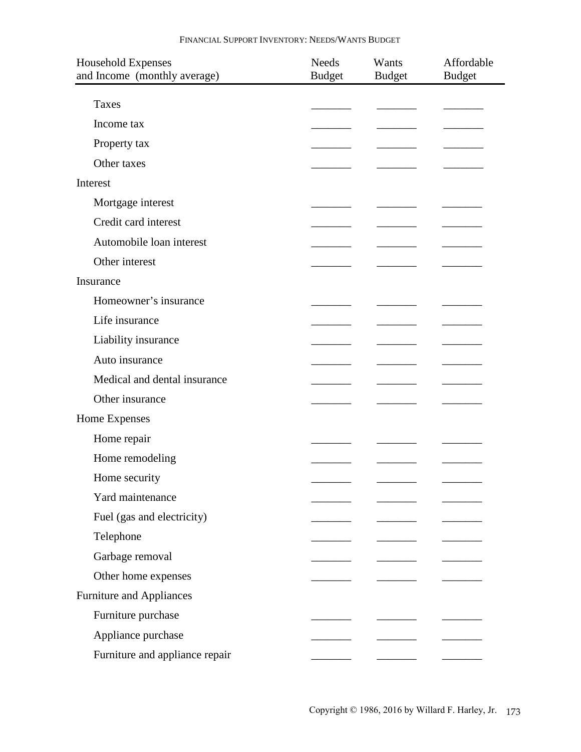## Financial Support Inventory: Needs/Wants Budget

| Household Expenses and Income (monthly average) | Needs Budget | Wants Budget | Affordable Budget |
|---|---|---|---|
| Taxes | _______ | _______ | _______ |
| Income tax | _______ | _______ | _______ |
| Property tax | _______ | _______ | _______ |
| Other taxes | _______ | _______ | _______ |
| **Interest** | | | |
| Mortgage interest | _______ | _______ | _______ |
| Credit card interest | _______ | _______ | _______ |
| Automobile loan interest | _______ | _______ | _______ |
| Other interest | _______ | _______ | _______ |
| **Insurance** | | | |
| Homeowner's insurance | _______ | _______ | _______ |
| Life insurance | _______ | _______ | _______ |
| Liability insurance | _______ | _______ | _______ |
| Auto insurance | _______ | _______ | _______ |
| Medical and dental insurance | _______ | _______ | _______ |
| Other insurance | _______ | _______ | _______ |
| **Home Expenses** | | | |
| Home repair | _______ | _______ | _______ |
| Home remodeling | _______ | _______ | _______ |
| Home security | _______ | _______ | _______ |
| Yard maintenance | _______ | _______ | _______ |
| Fuel (gas and electricity) | _______ | _______ | _______ |
| Telephone | _______ | _______ | _______ |
| Garbage removal | _______ | _______ | _______ |
| Other home expenses | _______ | _______ | _______ |
| **Furniture and Appliances** | | | |
| Furniture purchase | _______ | _______ | _______ |
| Appliance purchase | _______ | _______ | _______ |
| Furniture and appliance repair | _______ | _______ | _______ |

Copyright © 1986, 2016 by Willard F. Harley, Jr.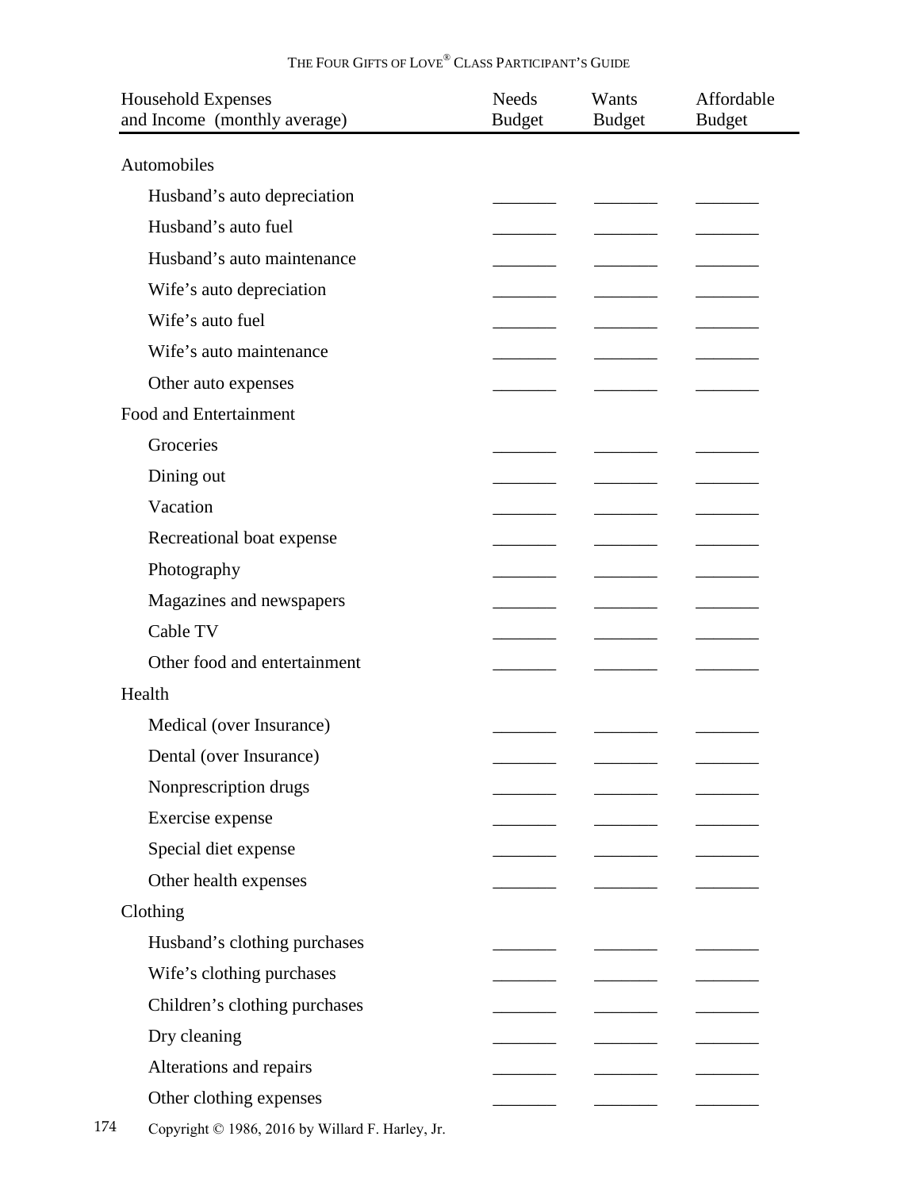| Household Expenses and Income (monthly average) | Needs Budget | Wants Budget | Affordable Budget |
|---|---|---|---|
| **Automobiles** | | | |
| Husband's auto depreciation | _______ | _______ | _______ |
| Husband's auto fuel | _______ | _______ | _______ |
| Husband's auto maintenance | _______ | _______ | _______ |
| Wife's auto depreciation | _______ | _______ | _______ |
| Wife's auto fuel | _______ | _______ | _______ |
| Wife's auto maintenance | _______ | _______ | _______ |
| Other auto expenses | _______ | _______ | _______ |
| **Food and Entertainment** | | | |
| Groceries | _______ | _______ | _______ |
| Dining out | _______ | _______ | _______ |
| Vacation | _______ | _______ | _______ |
| Recreational boat expense | _______ | _______ | _______ |
| Photography | _______ | _______ | _______ |
| Magazines and newspapers | _______ | _______ | _______ |
| Cable TV | _______ | _______ | _______ |
| Other food and entertainment | _______ | _______ | _______ |
| **Health** | | | |
| Medical (over Insurance) | _______ | _______ | _______ |
| Dental (over Insurance) | _______ | _______ | _______ |
| Nonprescription drugs | _______ | _______ | _______ |
| Exercise expense | _______ | _______ | _______ |
| Special diet expense | _______ | _______ | _______ |
| Other health expenses | _______ | _______ | _______ |
| **Clothing** | | | |
| Husband's clothing purchases | _______ | _______ | _______ |
| Wife's clothing purchases | _______ | _______ | _______ |
| Children's clothing purchases | _______ | _______ | _______ |
| Dry cleaning | _______ | _______ | _______ |
| Alterations and repairs | _______ | _______ | _______ |
| Other clothing expenses | _______ | _______ | _______ |

Copyright © 1986, 2016 by Willard F. Harley, Jr.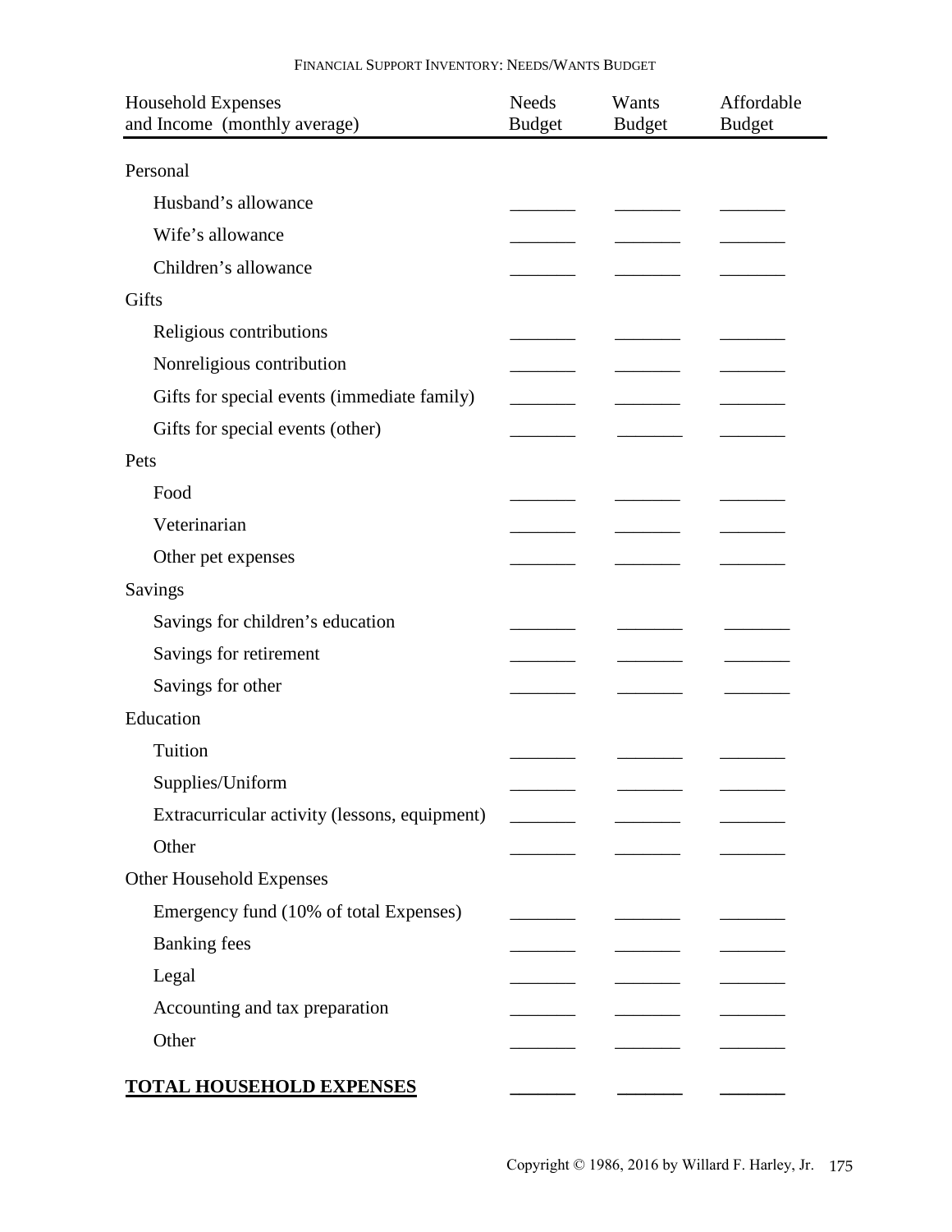FINANCIAL SUPPORT INVENTORY: NEEDS/WANTS BUDGET

| Household Expenses and Income (monthly average) | Needs Budget | Wants Budget | Affordable Budget |
|---|---|---|---|
| Personal | | | |
| Husband's allowance | _______ | _______ | _______ |
| Wife's allowance | _______ | _______ | _______ |
| Children's allowance | _______ | _______ | _______ |
| Gifts | | | |
| Religious contributions | _______ | _______ | _______ |
| Nonreligious contribution | _______ | _______ | _______ |
| Gifts for special events (immediate family) | _______ | _______ | _______ |
| Gifts for special events (other) | _______ | _______ | _______ |
| Pets | | | |
| Food | _______ | _______ | _______ |
| Veterinarian | _______ | _______ | _______ |
| Other pet expenses | _______ | _______ | _______ |
| Savings | | | |
| Savings for children's education | _______ | _______ | _______ |
| Savings for retirement | _______ | _______ | _______ |
| Savings for other | _______ | _______ | _______ |
| Education | | | |
| Tuition | _______ | _______ | _______ |
| Supplies/Uniform | _______ | _______ | _______ |
| Extracurricular activity (lessons, equipment) | _______ | _______ | _______ |
| Other | _______ | _______ | _______ |
| Other Household Expenses | | | |
| Emergency fund (10% of total Expenses) | _______ | _______ | _______ |
| Banking fees | _______ | _______ | _______ |
| Legal | _______ | _______ | _______ |
| Accounting and tax preparation | _______ | _______ | _______ |
| Other | _______ | _______ | _______ |
| **TOTAL HOUSEHOLD EXPENSES** | _______ | _______ | _______ |

Copyright © 1986, 2016 by Willard F. Harley, Jr.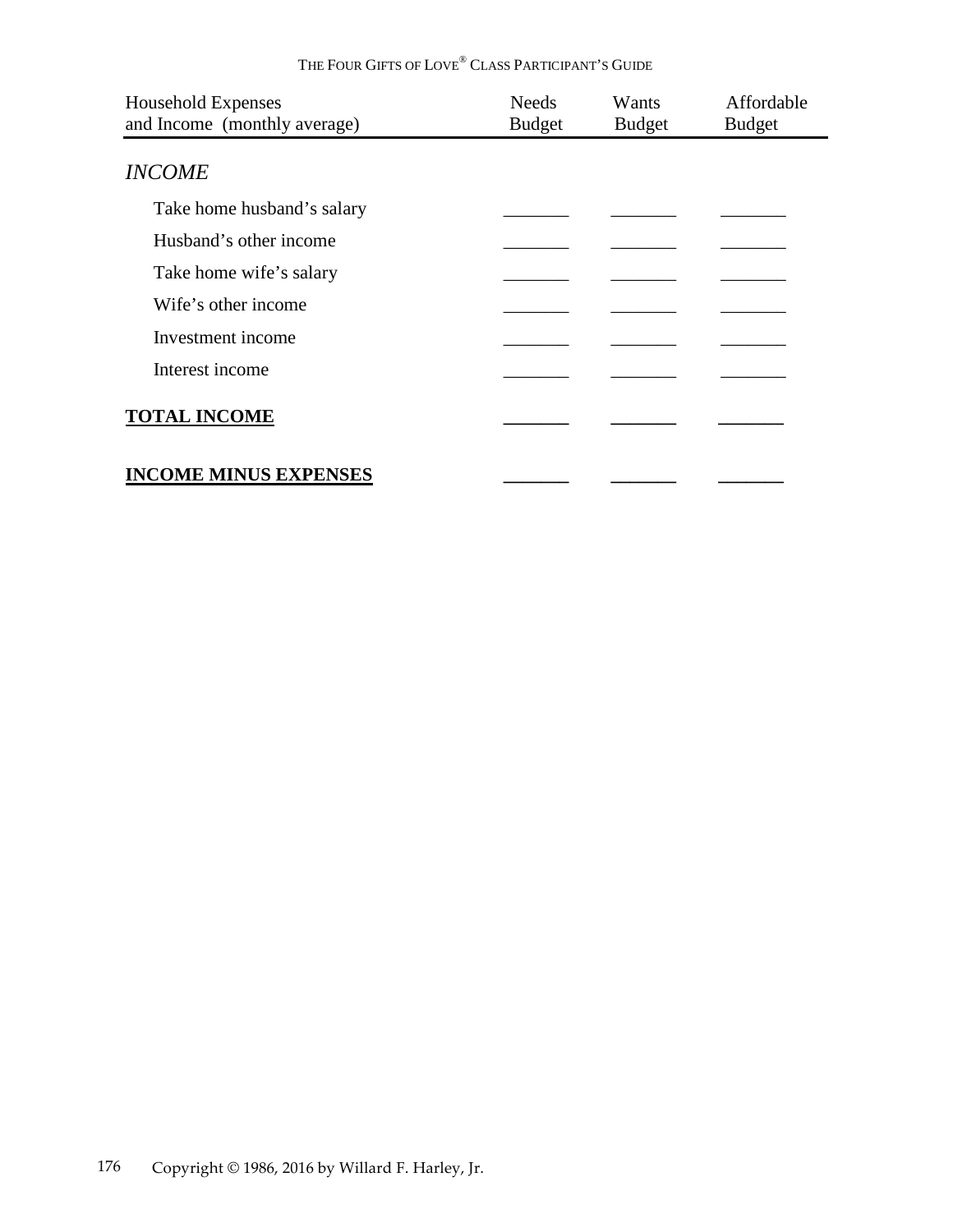| Household Expenses and Income (monthly average) | Needs Budget | Wants Budget | Affordable Budget |
|---|---|---|---|
| *INCOME* | | | |
| Take home husband's salary | _______ | _______ | _______ |
| Husband's other income | _______ | _______ | _______ |
| Take home wife's salary | _______ | _______ | _______ |
| Wife's other income | _______ | _______ | _______ |
| Investment income | _______ | _______ | _______ |
| Interest income | _______ | _______ | _______ |
| **TOTAL INCOME** | _______ | _______ | _______ |
| **INCOME MINUS EXPENSES** | _______ | _______ | _______ |

Copyright © 1986, 2016 by Willard F. Harley, Jr.